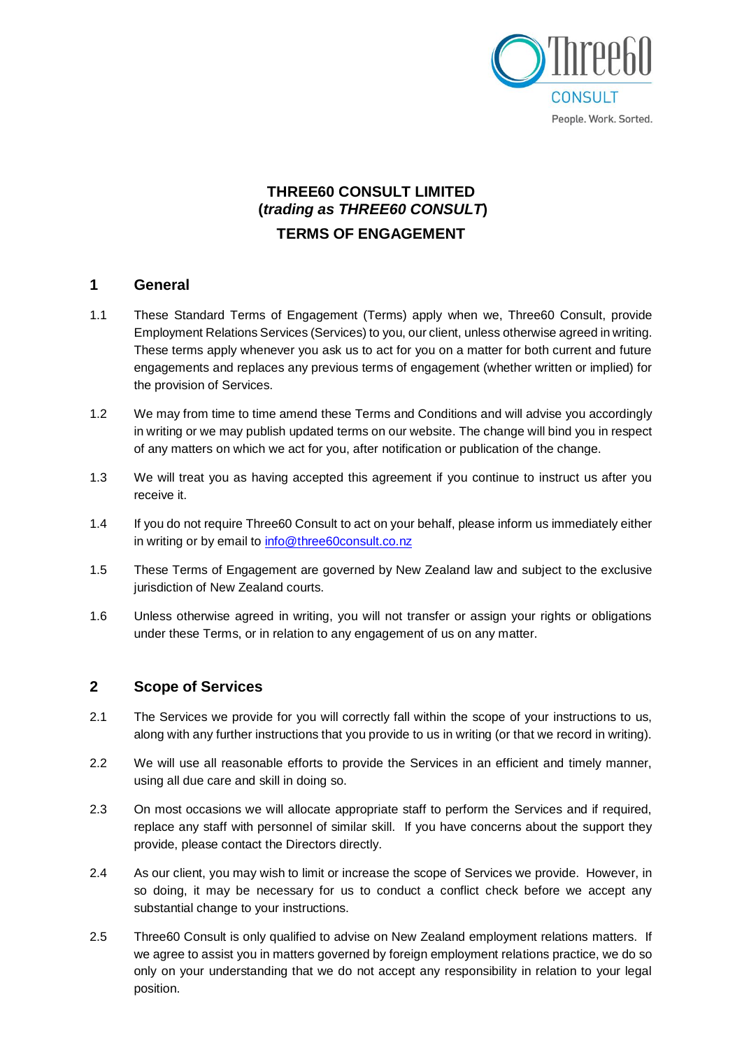# THREE60 CONSULT LIMITED
# (*trading as THREE60 CONSULT*)
# TERMS OF ENGAGEMENT

## 1 General

1.1 These Standard Terms of Engagement (Terms) apply when we, Three60 Consult, provide Employment Relations Services (Services) to you, our client, unless otherwise agreed in writing. These terms apply whenever you ask us to act for you on a matter for both current and future engagements and replaces any previous terms of engagement (whether written or implied) for the provision of Services.

1.2 We may from time to time amend these Terms and Conditions and will advise you accordingly in writing or we may publish updated terms on our website. The change will bind you in respect of any matters on which we act for you, after notification or publication of the change.

1.3 We will treat you as having accepted this agreement if you continue to instruct us after you receive it.

1.4 If you do not require Three60 Consult to act on your behalf, please inform us immediately either in writing or by email to info@three60consult.co.nz

1.5 These Terms of Engagement are governed by New Zealand law and subject to the exclusive jurisdiction of New Zealand courts.

1.6 Unless otherwise agreed in writing, you will not transfer or assign your rights or obligations under these Terms, or in relation to any engagement of us on any matter.

## 2 Scope of Services

2.1 The Services we provide for you will correctly fall within the scope of your instructions to us, along with any further instructions that you provide to us in writing (or that we record in writing).

2.2 We will use all reasonable efforts to provide the Services in an efficient and timely manner, using all due care and skill in doing so.

2.3 On most occasions we will allocate appropriate staff to perform the Services and if required, replace any staff with personnel of similar skill. If you have concerns about the support they provide, please contact the Directors directly.

2.4 As our client, you may wish to limit or increase the scope of Services we provide. However, in so doing, it may be necessary for us to conduct a conflict check before we accept any substantial change to your instructions.

2.5 Three60 Consult is only qualified to advise on New Zealand employment relations matters. If we agree to assist you in matters governed by foreign employment relations practice, we do so only on your understanding that we do not accept any responsibility in relation to your legal position.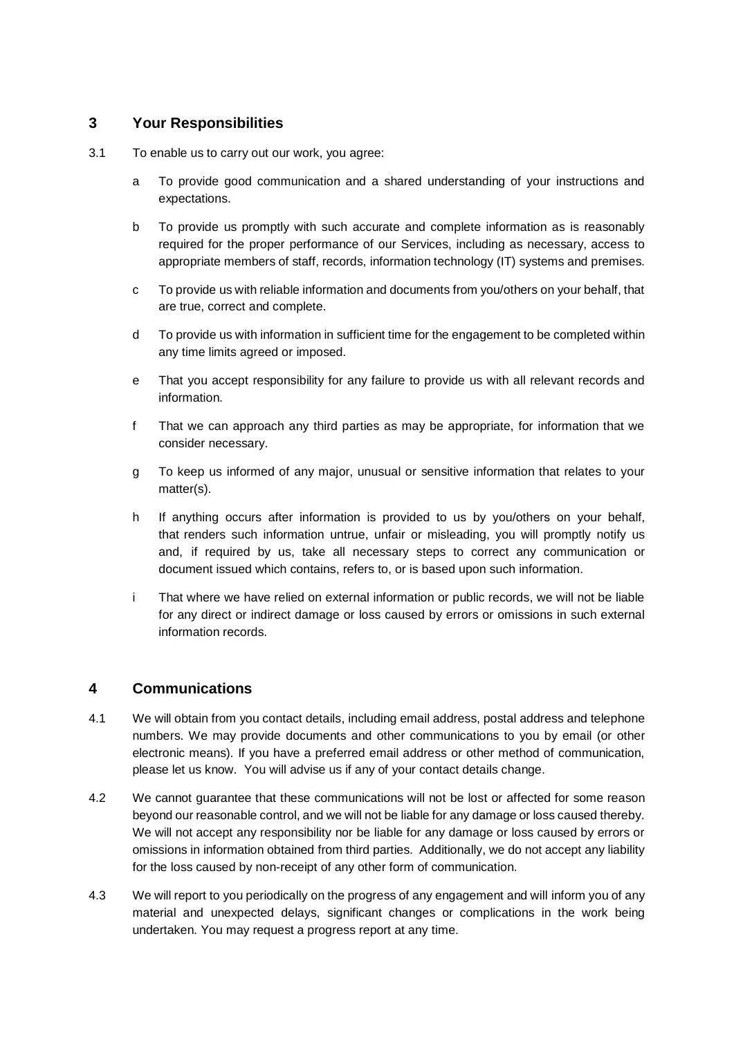## 3 Your Responsibilities

3.1 To enable us to carry out our work, you agree:

a To provide good communication and a shared understanding of your instructions and expectations.

b To provide us promptly with such accurate and complete information as is reasonably required for the proper performance of our Services, including as necessary, access to appropriate members of staff, records, information technology (IT) systems and premises.

c To provide us with reliable information and documents from you/others on your behalf, that are true, correct and complete.

d To provide us with information in sufficient time for the engagement to be completed within any time limits agreed or imposed.

e That you accept responsibility for any failure to provide us with all relevant records and information.

f That we can approach any third parties as may be appropriate, for information that we consider necessary.

g To keep us informed of any major, unusual or sensitive information that relates to your matter(s).

h If anything occurs after information is provided to us by you/others on your behalf, that renders such information untrue, unfair or misleading, you will promptly notify us and, if required by us, take all necessary steps to correct any communication or document issued which contains, refers to, or is based upon such information.

i That where we have relied on external information or public records, we will not be liable for any direct or indirect damage or loss caused by errors or omissions in such external information records.

## 4 Communications

4.1 We will obtain from you contact details, including email address, postal address and telephone numbers. We may provide documents and other communications to you by email (or other electronic means). If you have a preferred email address or other method of communication, please let us know. You will advise us if any of your contact details change.

4.2 We cannot guarantee that these communications will not be lost or affected for some reason beyond our reasonable control, and we will not be liable for any damage or loss caused thereby. We will not accept any responsibility nor be liable for any damage or loss caused by errors or omissions in information obtained from third parties. Additionally, we do not accept any liability for the loss caused by non-receipt of any other form of communication.

4.3 We will report to you periodically on the progress of any engagement and will inform you of any material and unexpected delays, significant changes or complications in the work being undertaken. You may request a progress report at any time.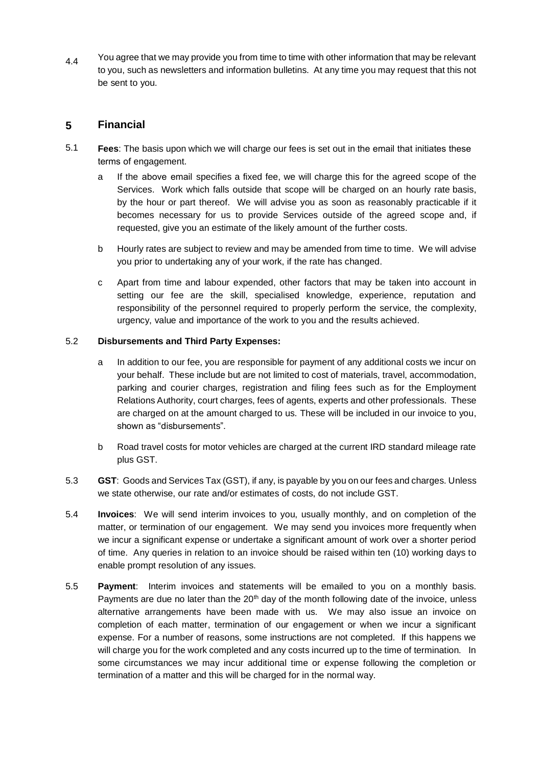4.4 You agree that we may provide you from time to time with other information that may be relevant to you, such as newsletters and information bulletins. At any time you may request that this not be sent to you.

## 5 Financial

5.1 **Fees**: The basis upon which we will charge our fees is set out in the email that initiates these terms of engagement.

a If the above email specifies a fixed fee, we will charge this for the agreed scope of the Services. Work which falls outside that scope will be charged on an hourly rate basis, by the hour or part thereof. We will advise you as soon as reasonably practicable if it becomes necessary for us to provide Services outside of the agreed scope and, if requested, give you an estimate of the likely amount of the further costs.

b Hourly rates are subject to review and may be amended from time to time. We will advise you prior to undertaking any of your work, if the rate has changed.

c Apart from time and labour expended, other factors that may be taken into account in setting our fee are the skill, specialised knowledge, experience, reputation and responsibility of the personnel required to properly perform the service, the complexity, urgency, value and importance of the work to you and the results achieved.

5.2 **Disbursements and Third Party Expenses:**

a In addition to our fee, you are responsible for payment of any additional costs we incur on your behalf. These include but are not limited to cost of materials, travel, accommodation, parking and courier charges, registration and filing fees such as for the Employment Relations Authority, court charges, fees of agents, experts and other professionals. These are charged on at the amount charged to us. These will be included in our invoice to you, shown as "disbursements".

b Road travel costs for motor vehicles are charged at the current IRD standard mileage rate plus GST.

5.3 **GST**: Goods and Services Tax (GST), if any, is payable by you on our fees and charges. Unless we state otherwise, our rate and/or estimates of costs, do not include GST.

5.4 **Invoices**: We will send interim invoices to you, usually monthly, and on completion of the matter, or termination of our engagement. We may send you invoices more frequently when we incur a significant expense or undertake a significant amount of work over a shorter period of time. Any queries in relation to an invoice should be raised within ten (10) working days to enable prompt resolution of any issues.

5.5 **Payment**: Interim invoices and statements will be emailed to you on a monthly basis. Payments are due no later than the 20th day of the month following date of the invoice, unless alternative arrangements have been made with us. We may also issue an invoice on completion of each matter, termination of our engagement or when we incur a significant expense. For a number of reasons, some instructions are not completed. If this happens we will charge you for the work completed and any costs incurred up to the time of termination. In some circumstances we may incur additional time or expense following the completion or termination of a matter and this will be charged for in the normal way.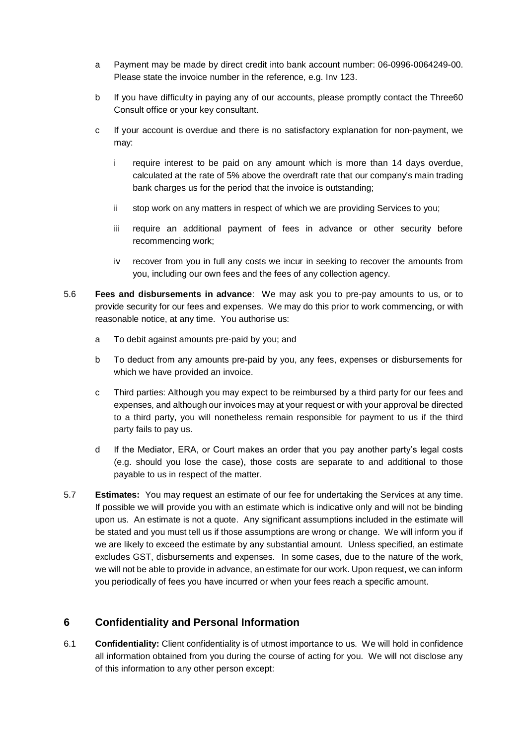a Payment may be made by direct credit into bank account number: 06-0996-0064249-00. Please state the invoice number in the reference, e.g. Inv 123.

b If you have difficulty in paying any of our accounts, please promptly contact the Three60 Consult office or your key consultant.

c If your account is overdue and there is no satisfactory explanation for non-payment, we may:

   i require interest to be paid on any amount which is more than 14 days overdue, calculated at the rate of 5% above the overdraft rate that our company's main trading bank charges us for the period that the invoice is outstanding;

   ii stop work on any matters in respect of which we are providing Services to you;

   iii require an additional payment of fees in advance or other security before recommencing work;

   iv recover from you in full any costs we incur in seeking to recover the amounts from you, including our own fees and the fees of any collection agency.

5.6 **Fees and disbursements in advance**: We may ask you to pre-pay amounts to us, or to provide security for our fees and expenses. We may do this prior to work commencing, or with reasonable notice, at any time. You authorise us:

a To debit against amounts pre-paid by you; and

b To deduct from any amounts pre-paid by you, any fees, expenses or disbursements for which we have provided an invoice.

c Third parties: Although you may expect to be reimbursed by a third party for our fees and expenses, and although our invoices may at your request or with your approval be directed to a third party, you will nonetheless remain responsible for payment to us if the third party fails to pay us.

d If the Mediator, ERA, or Court makes an order that you pay another party's legal costs (e.g. should you lose the case), those costs are separate to and additional to those payable to us in respect of the matter.

5.7 **Estimates:** You may request an estimate of our fee for undertaking the Services at any time. If possible we will provide you with an estimate which is indicative only and will not be binding upon us. An estimate is not a quote. Any significant assumptions included in the estimate will be stated and you must tell us if those assumptions are wrong or change. We will inform you if we are likely to exceed the estimate by any substantial amount. Unless specified, an estimate excludes GST, disbursements and expenses. In some cases, due to the nature of the work, we will not be able to provide in advance, an estimate for our work. Upon request, we can inform you periodically of fees you have incurred or when your fees reach a specific amount.

## 6 Confidentiality and Personal Information

6.1 **Confidentiality:** Client confidentiality is of utmost importance to us. We will hold in confidence all information obtained from you during the course of acting for you. We will not disclose any of this information to any other person except: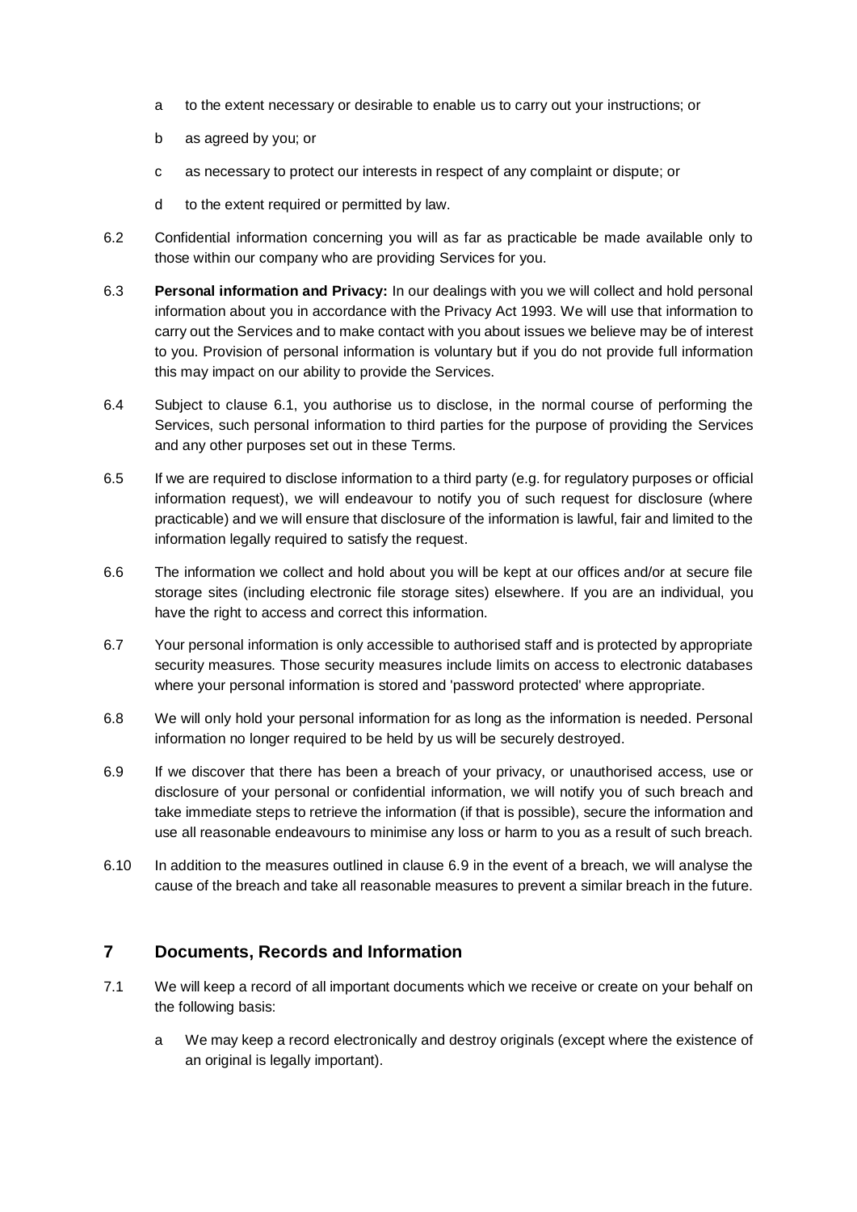a to the extent necessary or desirable to enable us to carry out your instructions; or

b as agreed by you; or

c as necessary to protect our interests in respect of any complaint or dispute; or

d to the extent required or permitted by law.

6.2 Confidential information concerning you will as far as practicable be made available only to those within our company who are providing Services for you.

6.3 **Personal information and Privacy:** In our dealings with you we will collect and hold personal information about you in accordance with the Privacy Act 1993. We will use that information to carry out the Services and to make contact with you about issues we believe may be of interest to you. Provision of personal information is voluntary but if you do not provide full information this may impact on our ability to provide the Services.

6.4 Subject to clause 6.1, you authorise us to disclose, in the normal course of performing the Services, such personal information to third parties for the purpose of providing the Services and any other purposes set out in these Terms.

6.5 If we are required to disclose information to a third party (e.g. for regulatory purposes or official information request), we will endeavour to notify you of such request for disclosure (where practicable) and we will ensure that disclosure of the information is lawful, fair and limited to the information legally required to satisfy the request.

6.6 The information we collect and hold about you will be kept at our offices and/or at secure file storage sites (including electronic file storage sites) elsewhere. If you are an individual, you have the right to access and correct this information.

6.7 Your personal information is only accessible to authorised staff and is protected by appropriate security measures. Those security measures include limits on access to electronic databases where your personal information is stored and 'password protected' where appropriate.

6.8 We will only hold your personal information for as long as the information is needed. Personal information no longer required to be held by us will be securely destroyed.

6.9 If we discover that there has been a breach of your privacy, or unauthorised access, use or disclosure of your personal or confidential information, we will notify you of such breach and take immediate steps to retrieve the information (if that is possible), secure the information and use all reasonable endeavours to minimise any loss or harm to you as a result of such breach.

6.10 In addition to the measures outlined in clause 6.9 in the event of a breach, we will analyse the cause of the breach and take all reasonable measures to prevent a similar breach in the future.

## 7 Documents, Records and Information

7.1 We will keep a record of all important documents which we receive or create on your behalf on the following basis:

a We may keep a record electronically and destroy originals (except where the existence of an original is legally important).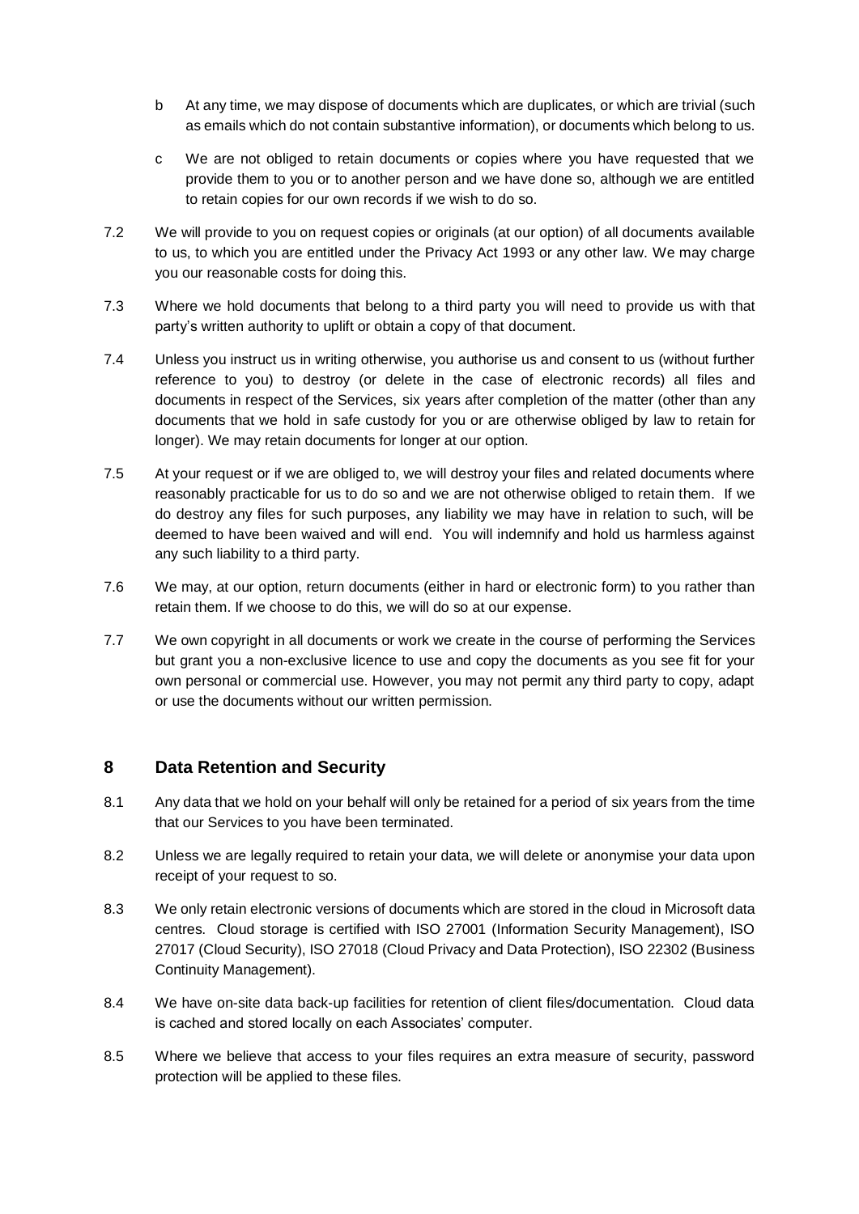b At any time, we may dispose of documents which are duplicates, or which are trivial (such as emails which do not contain substantive information), or documents which belong to us.

c We are not obliged to retain documents or copies where you have requested that we provide them to you or to another person and we have done so, although we are entitled to retain copies for our own records if we wish to do so.

7.2 We will provide to you on request copies or originals (at our option) of all documents available to us, to which you are entitled under the Privacy Act 1993 or any other law. We may charge you our reasonable costs for doing this.

7.3 Where we hold documents that belong to a third party you will need to provide us with that party's written authority to uplift or obtain a copy of that document.

7.4 Unless you instruct us in writing otherwise, you authorise us and consent to us (without further reference to you) to destroy (or delete in the case of electronic records) all files and documents in respect of the Services, six years after completion of the matter (other than any documents that we hold in safe custody for you or are otherwise obliged by law to retain for longer). We may retain documents for longer at our option.

7.5 At your request or if we are obliged to, we will destroy your files and related documents where reasonably practicable for us to do so and we are not otherwise obliged to retain them. If we do destroy any files for such purposes, any liability we may have in relation to such, will be deemed to have been waived and will end. You will indemnify and hold us harmless against any such liability to a third party.

7.6 We may, at our option, return documents (either in hard or electronic form) to you rather than retain them. If we choose to do this, we will do so at our expense.

7.7 We own copyright in all documents or work we create in the course of performing the Services but grant you a non-exclusive licence to use and copy the documents as you see fit for your own personal or commercial use. However, you may not permit any third party to copy, adapt or use the documents without our written permission.

## 8 Data Retention and Security

8.1 Any data that we hold on your behalf will only be retained for a period of six years from the time that our Services to you have been terminated.

8.2 Unless we are legally required to retain your data, we will delete or anonymise your data upon receipt of your request to so.

8.3 We only retain electronic versions of documents which are stored in the cloud in Microsoft data centres. Cloud storage is certified with ISO 27001 (Information Security Management), ISO 27017 (Cloud Security), ISO 27018 (Cloud Privacy and Data Protection), ISO 22302 (Business Continuity Management).

8.4 We have on-site data back-up facilities for retention of client files/documentation. Cloud data is cached and stored locally on each Associates' computer.

8.5 Where we believe that access to your files requires an extra measure of security, password protection will be applied to these files.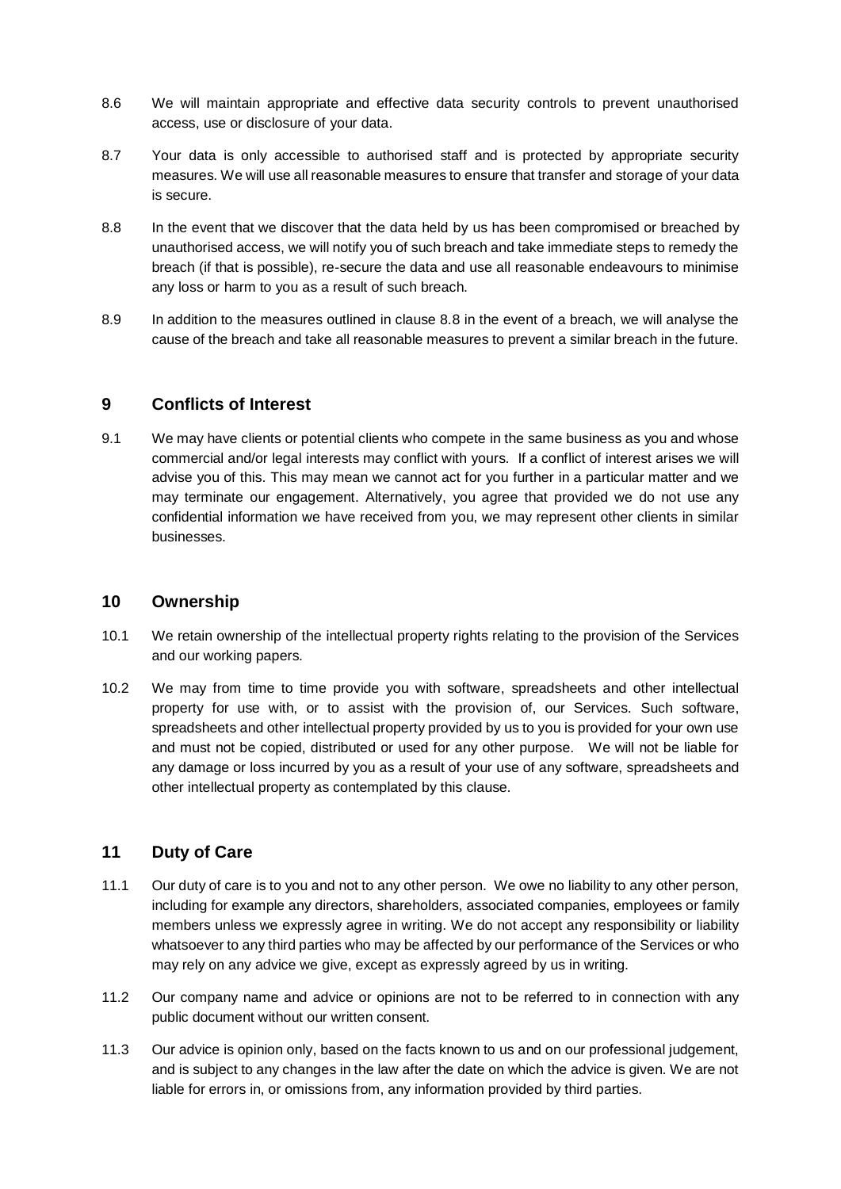8.6 We will maintain appropriate and effective data security controls to prevent unauthorised access, use or disclosure of your data.

8.7 Your data is only accessible to authorised staff and is protected by appropriate security measures. We will use all reasonable measures to ensure that transfer and storage of your data is secure.

8.8 In the event that we discover that the data held by us has been compromised or breached by unauthorised access, we will notify you of such breach and take immediate steps to remedy the breach (if that is possible), re-secure the data and use all reasonable endeavours to minimise any loss or harm to you as a result of such breach.

8.9 In addition to the measures outlined in clause 8.8 in the event of a breach, we will analyse the cause of the breach and take all reasonable measures to prevent a similar breach in the future.

## 9 Conflicts of Interest

9.1 We may have clients or potential clients who compete in the same business as you and whose commercial and/or legal interests may conflict with yours. If a conflict of interest arises we will advise you of this. This may mean we cannot act for you further in a particular matter and we may terminate our engagement. Alternatively, you agree that provided we do not use any confidential information we have received from you, we may represent other clients in similar businesses.

## 10 Ownership

10.1 We retain ownership of the intellectual property rights relating to the provision of the Services and our working papers.

10.2 We may from time to time provide you with software, spreadsheets and other intellectual property for use with, or to assist with the provision of, our Services. Such software, spreadsheets and other intellectual property provided by us to you is provided for your own use and must not be copied, distributed or used for any other purpose. We will not be liable for any damage or loss incurred by you as a result of your use of any software, spreadsheets and other intellectual property as contemplated by this clause.

## 11 Duty of Care

11.1 Our duty of care is to you and not to any other person. We owe no liability to any other person, including for example any directors, shareholders, associated companies, employees or family members unless we expressly agree in writing. We do not accept any responsibility or liability whatsoever to any third parties who may be affected by our performance of the Services or who may rely on any advice we give, except as expressly agreed by us in writing.

11.2 Our company name and advice or opinions are not to be referred to in connection with any public document without our written consent.

11.3 Our advice is opinion only, based on the facts known to us and on our professional judgement, and is subject to any changes in the law after the date on which the advice is given. We are not liable for errors in, or omissions from, any information provided by third parties.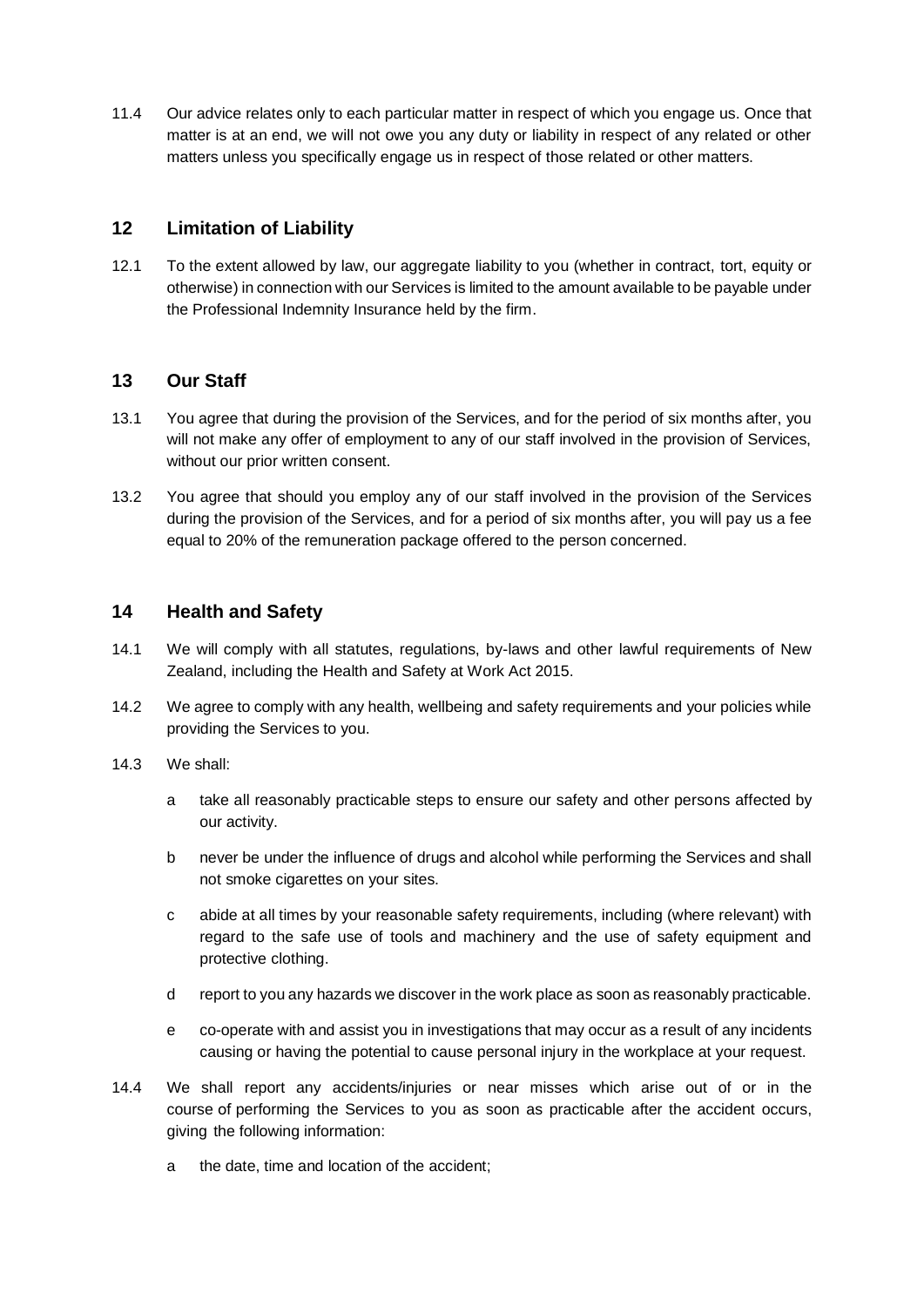11.4 Our advice relates only to each particular matter in respect of which you engage us. Once that matter is at an end, we will not owe you any duty or liability in respect of any related or other matters unless you specifically engage us in respect of those related or other matters.

## 12 Limitation of Liability

12.1 To the extent allowed by law, our aggregate liability to you (whether in contract, tort, equity or otherwise) in connection with our Services is limited to the amount available to be payable under the Professional Indemnity Insurance held by the firm.

## 13 Our Staff

13.1 You agree that during the provision of the Services, and for the period of six months after, you will not make any offer of employment to any of our staff involved in the provision of Services, without our prior written consent.

13.2 You agree that should you employ any of our staff involved in the provision of the Services during the provision of the Services, and for a period of six months after, you will pay us a fee equal to 20% of the remuneration package offered to the person concerned.

## 14 Health and Safety

14.1 We will comply with all statutes, regulations, by-laws and other lawful requirements of New Zealand, including the Health and Safety at Work Act 2015.

14.2 We agree to comply with any health, wellbeing and safety requirements and your policies while providing the Services to you.

14.3 We shall:

a take all reasonably practicable steps to ensure our safety and other persons affected by our activity.

b never be under the influence of drugs and alcohol while performing the Services and shall not smoke cigarettes on your sites.

c abide at all times by your reasonable safety requirements, including (where relevant) with regard to the safe use of tools and machinery and the use of safety equipment and protective clothing.

d report to you any hazards we discover in the work place as soon as reasonably practicable.

e co-operate with and assist you in investigations that may occur as a result of any incidents causing or having the potential to cause personal injury in the workplace at your request.

14.4 We shall report any accidents/injuries or near misses which arise out of or in the course of performing the Services to you as soon as practicable after the accident occurs, giving the following information:

a the date, time and location of the accident;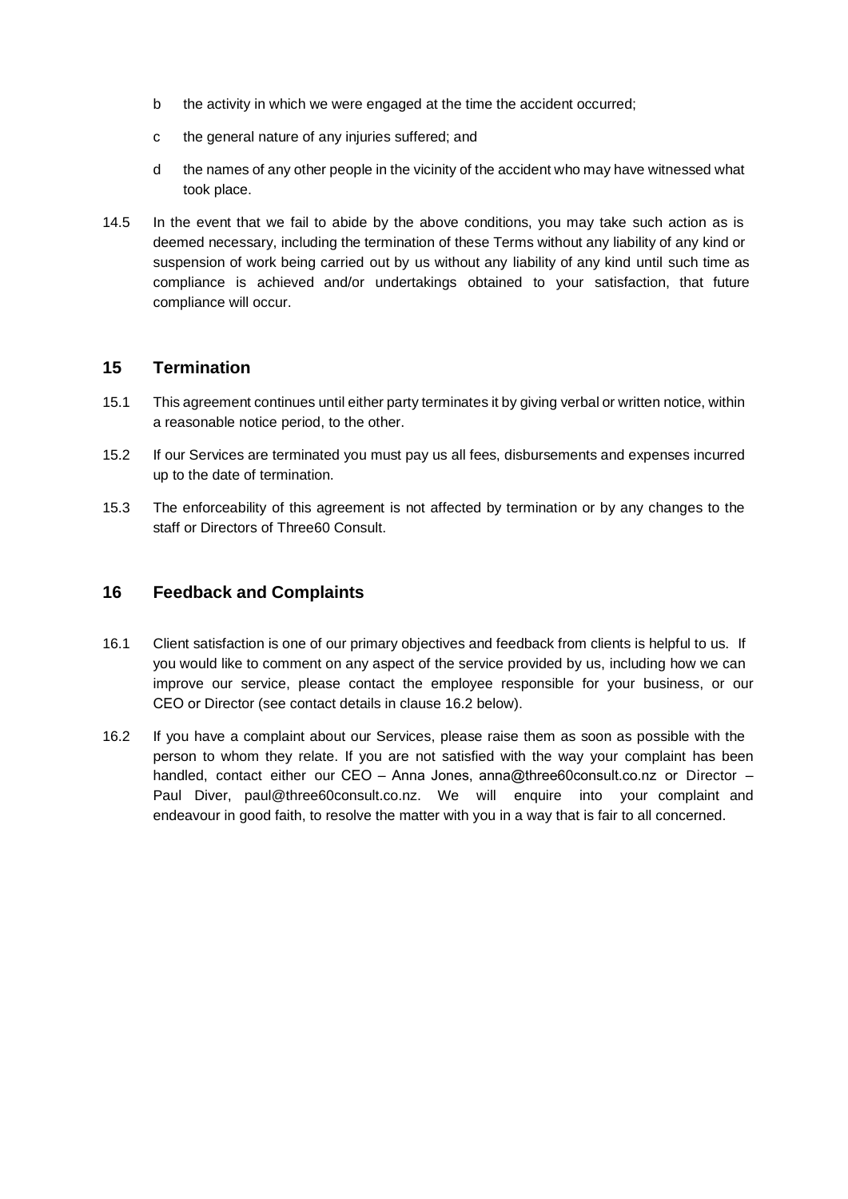b   the activity in which we were engaged at the time the accident occurred;

c   the general nature of any injuries suffered; and

d   the names of any other people in the vicinity of the accident who may have witnessed what took place.

14.5   In the event that we fail to abide by the above conditions, you may take such action as is deemed necessary, including the termination of these Terms without any liability of any kind or suspension of work being carried out by us without any liability of any kind until such time as compliance is achieved and/or undertakings obtained to your satisfaction, that future compliance will occur.

## 15 Termination

15.1   This agreement continues until either party terminates it by giving verbal or written notice, within a reasonable notice period, to the other.

15.2   If our Services are terminated you must pay us all fees, disbursements and expenses incurred up to the date of termination.

15.3   The enforceability of this agreement is not affected by termination or by any changes to the staff or Directors of Three60 Consult.

## 16 Feedback and Complaints

16.1   Client satisfaction is one of our primary objectives and feedback from clients is helpful to us. If you would like to comment on any aspect of the service provided by us, including how we can improve our service, please contact the employee responsible for your business, or our CEO or Director (see contact details in clause 16.2 below).

16.2   If you have a complaint about our Services, please raise them as soon as possible with the person to whom they relate. If you are not satisfied with the way your complaint has been handled, contact either our CEO – Anna Jones, anna@three60consult.co.nz or Director – Paul Diver, paul@three60consult.co.nz. We will enquire into your complaint and endeavour in good faith, to resolve the matter with you in a way that is fair to all concerned.